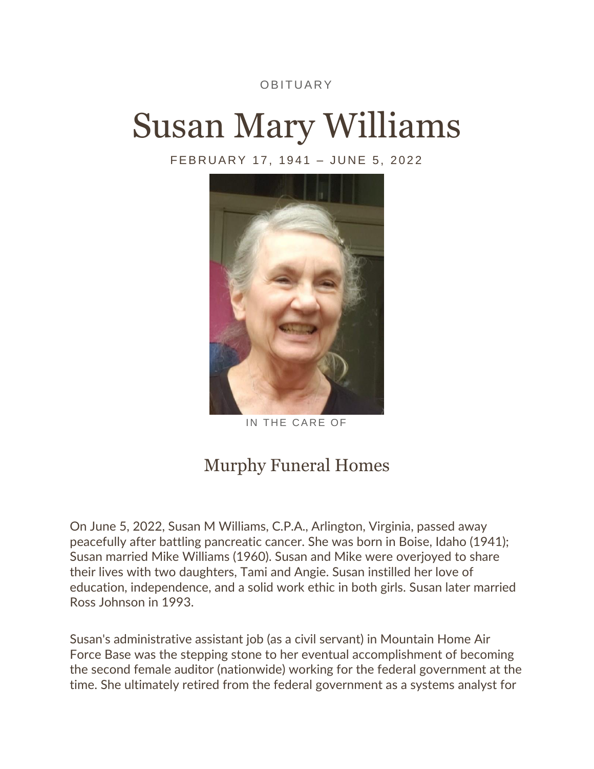OBITUARY

# Susan Mary Williams

FEBRUARY 17, 1941 – JUNE 5, 2022

IN THE CARE OF

## Murphy Funeral Homes

On June 5, 2022, Susan M Williams, C.P.A., Arlington, Virginia, passed away peacefully after battling pancreatic cancer. She was born in Boise, Idaho (1941); Susan married Mike Williams (1960). Susan and Mike were overjoyed to share their lives with two daughters, Tami and Angie. Susan instilled her love of education, independence, and a solid work ethic in both girls. Susan later married Ross Johnson in 1993.

Susan's administrative assistant job (as a civil servant) in Mountain Home Air Force Base was the stepping stone to her eventual accomplishment of becoming the second female auditor (nationwide) working for the federal government at the time. She ultimately retired from the federal government as a systems analyst for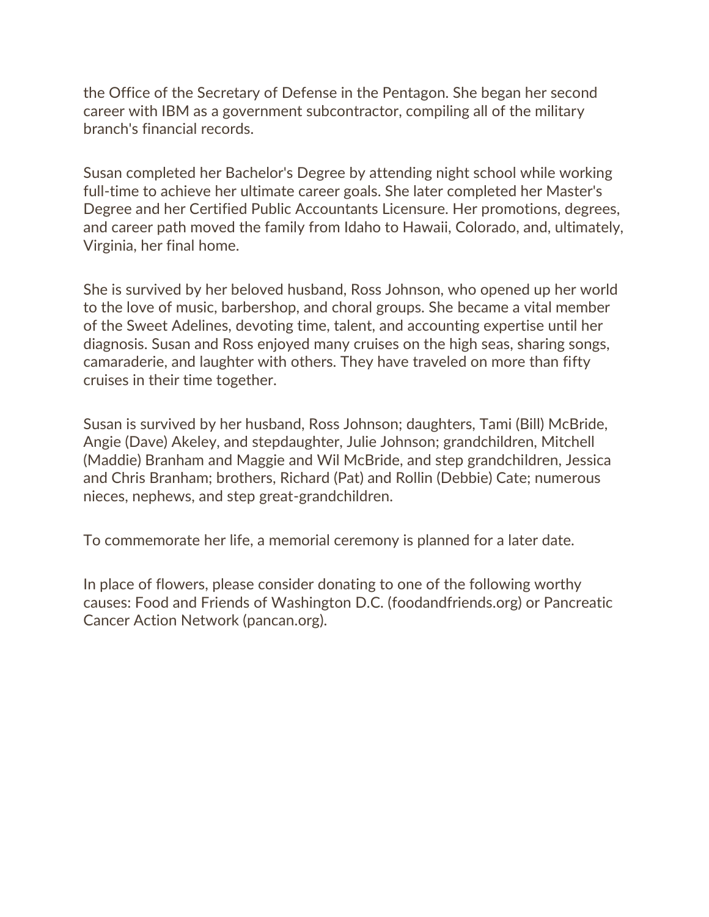the Office of the Secretary of Defense in the Pentagon. She began her second career with IBM as a government subcontractor, compiling all of the military branch's financial records.

Susan completed her Bachelor's Degree by attending night school while working full-time to achieve her ultimate career goals. She later completed her Master's Degree and her Certified Public Accountants Licensure. Her promotions, degrees, and career path moved the family from Idaho to Hawaii, Colorado, and, ultimately, Virginia, her final home.

She is survived by her beloved husband, Ross Johnson, who opened up her world to the love of music, barbershop, and choral groups. She became a vital member of the Sweet Adelines, devoting time, talent, and accounting expertise until her diagnosis. Susan and Ross enjoyed many cruises on the high seas, sharing songs, camaraderie, and laughter with others. They have traveled on more than fifty cruises in their time together.

Susan is survived by her husband, Ross Johnson; daughters, Tami (Bill) McBride, Angie (Dave) Akeley, and stepdaughter, Julie Johnson; grandchildren, Mitchell (Maddie) Branham and Maggie and Wil McBride, and step grandchildren, Jessica and Chris Branham; brothers, Richard (Pat) and Rollin (Debbie) Cate; numerous nieces, nephews, and step great-grandchildren.

To commemorate her life, a memorial ceremony is planned for a later date.

In place of flowers, please consider donating to one of the following worthy causes: Food and Friends of Washington D.C. (foodandfriends.org) or Pancreatic Cancer Action Network (pancan.org).